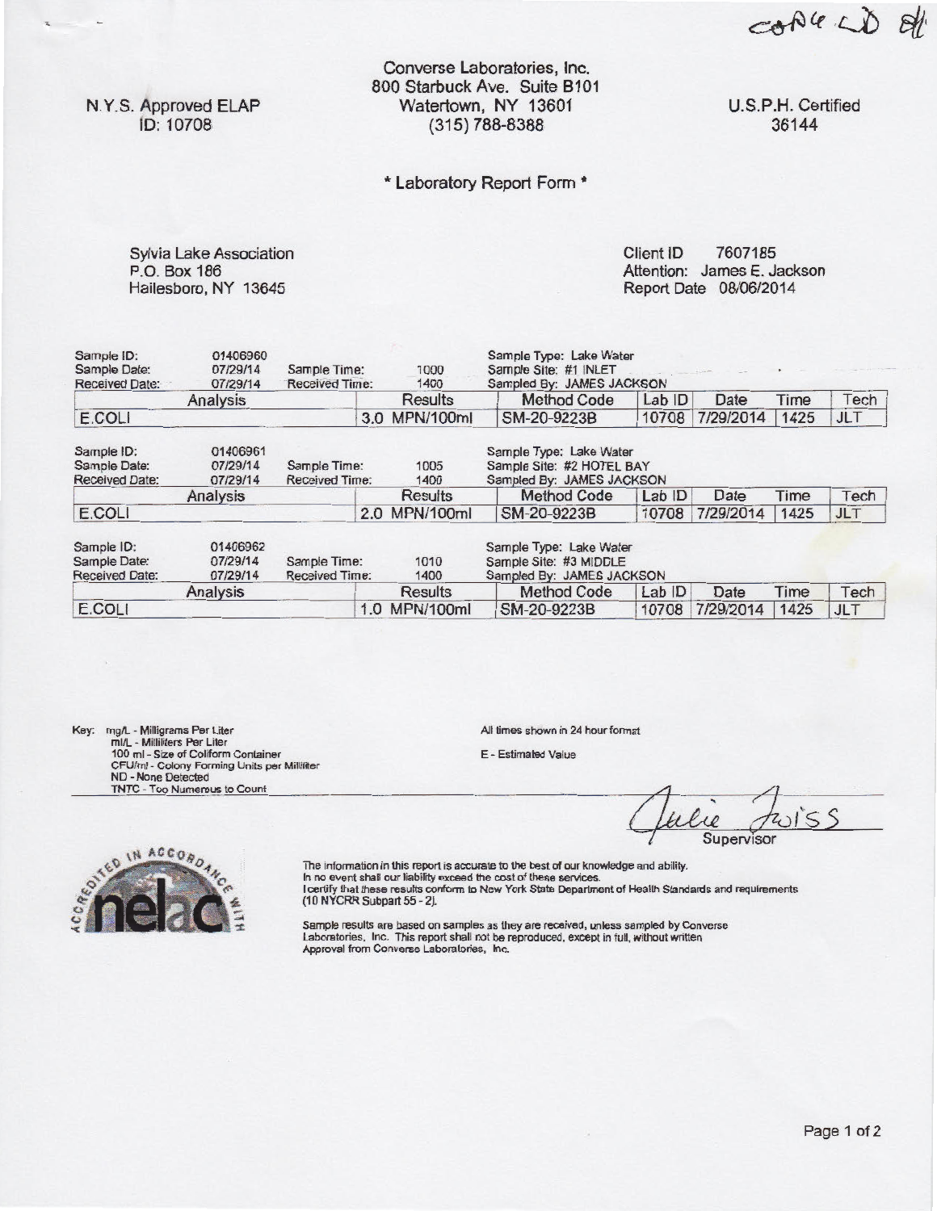copied sl

Converse Laboratories, Inc.
800 Starbuck Ave. Suite B101
Watertown, NY 13601
(315) 788-8388

N.Y.S. Approved ELAP
ID: 10708

U.S.P.H. Certified
36144

**\* Laboratory Report Form \***

Sylvia Lake Association
P.O. Box 186
Hailesboro, NY 13645

Client ID 7607185
Attention: James E. Jackson
Report Date 08/06/2014

Sample ID: 01406960
Sample Date: 07/29/14 Sample Time: 1000
Received Date: 07/29/14 Received Time: 1400
Sample Type: Lake Water
Sample Site: #1 INLET
Sampled By: JAMES JACKSON

| Analysis | Results | Method Code | Lab ID | Date | Time | Tech |
|---|---|---|---|---|---|---|
| E.COLI | 3.0 MPN/100ml | SM-20-9223B | 10708 | 7/29/2014 | 1425 | JLT |

Sample ID: 01406961
Sample Date: 07/29/14 Sample Time: 1005
Received Date: 07/29/14 Received Time: 1400
Sample Type: Lake Water
Sample Site: #2 HOTEL BAY
Sampled By: JAMES JACKSON

| Analysis | Results | Method Code | Lab ID | Date | Time | Tech |
|---|---|---|---|---|---|---|
| E.COLI | 2.0 MPN/100ml | SM-20-9223B | 10708 | 7/29/2014 | 1425 | JLT |

Sample ID: 01406962
Sample Date: 07/29/14 Sample Time: 1010
Received Date: 07/29/14 Received Time: 1400
Sample Type: Lake Water
Sample Site: #3 MIDDLE
Sampled By: JAMES JACKSON

| Analysis | Results | Method Code | Lab ID | Date | Time | Tech |
|---|---|---|---|---|---|---|
| E.COLI | 1.0 MPN/100ml | SM-20-9223B | 10708 | 7/29/2014 | 1425 | JLT |

Key: mg/L - Milligrams Per Liter
ml/L - Milliliters Per Liter
100 ml - Size of Coliform Container
CFU/ml - Colony Forming Units per Milliliter
ND - None Detected
TNTC - Too Numerous to Count

All times shown in 24 hour format

E - Estimated Value

Julie Twiss
Supervisor

The information in this report is accurate to the best of our knowledge and ability.
In no event shall our liability exceed the cost of these services.
I certify that these results conform to New York State Department of Health Standards and requirements (10 NYCRR Subpart 55 - 2).

Sample results are based on samples as they are received, unless sampled by Converse Laboratories, Inc. This report shall not be reproduced, except in full, without written Approval from Converse Laboratories, Inc.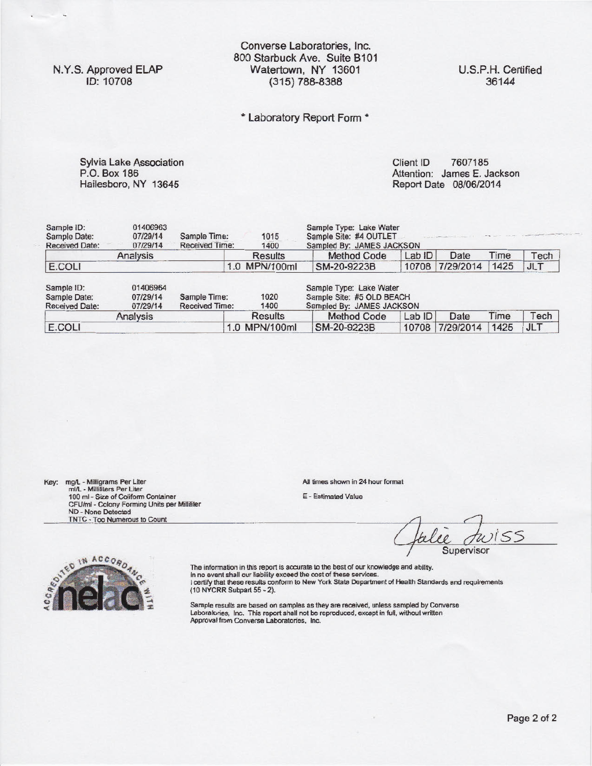N.Y.S. Approved ELAP
ID: 10708

Converse Laboratories, Inc.
800 Starbuck Ave. Suite B101
Watertown, NY 13601
(315) 788-8388

U.S.P.H. Certified
36144

\* Laboratory Report Form \*

Sylvia Lake Association
P.O. Box 186
Hailesboro, NY 13645

Client ID 7607185
Attention: James E. Jackson
Report Date 08/06/2014

Sample ID: 01406963
Sample Date: 07/29/14 Sample Time: 1015
Received Date: 07/29/14 Received Time: 1400
Sample Type: Lake Water
Sample Site: #4 OUTLET
Sampled By: JAMES JACKSON

| Analysis | Results | Method Code | Lab ID | Date | Time | Tech |
|---|---|---|---|---|---|---|
| E.COLI | 1.0 MPN/100ml | SM-20-9223B | 10708 | 7/29/2014 | 1425 | JLT |

Sample ID: 01406964
Sample Date: 07/29/14 Sample Time: 1020
Received Date: 07/29/14 Received Time: 1400
Sample Type: Lake Water
Sample Site: #5 OLD BEACH
Sampled By: JAMES JACKSON

| Analysis | Results | Method Code | Lab ID | Date | Time | Tech |
|---|---|---|---|---|---|---|
| E.COLI | 1.0 MPN/100ml | SM-20-9223B | 10708 | 7/29/2014 | 1425 | JLT |

Key: mg/L - Milligrams Per Liter
ml/L - Milliliters Per Liter
100 ml - Size of Coliform Container
CFU/ml - Colony Forming Units per Milliliter
ND - None Detected
TNTC - Too Numerous to Count

All times shown in 24 hour format

E - Estimated Value

Julie Twiss
Supervisor

ACCREDITED IN ACCORDANCE WITH nelac

The information in this report is accurate to the best of our knowledge and ability.
In no event shall our liability exceed the cost of these services.
I certify that these results conform to New York State Department of Health Standards and requirements (10 NYCRR Subpart 55 - 2).

Sample results are based on samples as they are received, unless sampled by Converse Laboratories, Inc. This report shall not be reproduced, except in full, without written Approval from Converse Laboratories, Inc.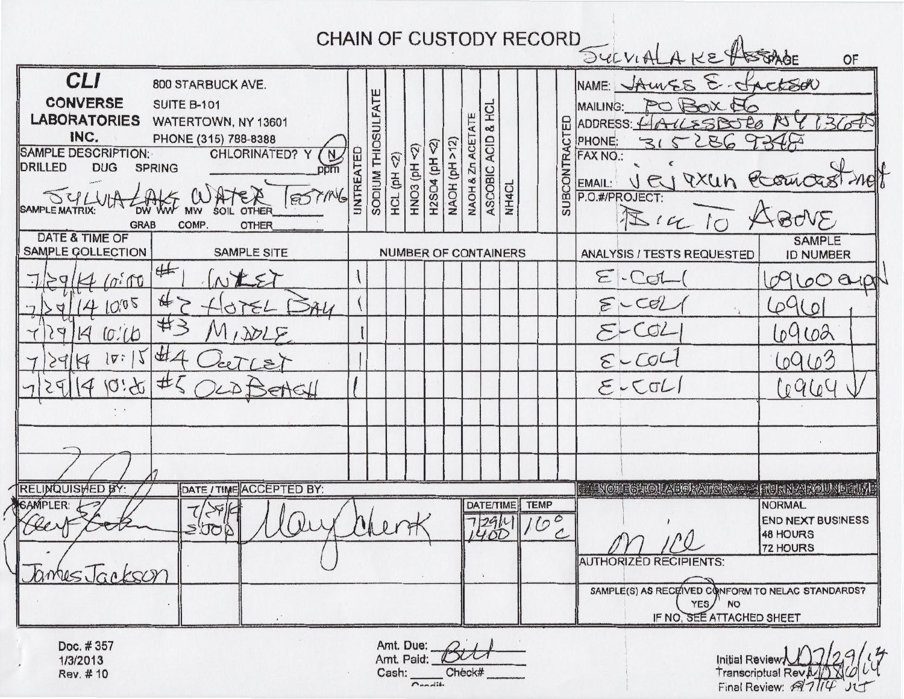# CHAIN OF CUSTODY RECORD

SYLVIA LAKE ASSOC PAGE OF

**CLI**
**CONVERSE LABORATORIES INC.**
800 STARBUCK AVE.
SUITE B-101
WATERTOWN, NY 13601
PHONE (315) 788-8388

SAMPLE DESCRIPTION: CHLORINATED? Y (N) ______ ppm
DRILLED DUG SPRING

SYLVIA LAKE WATER TESTING

SAMPLE MATRIX: DW WW MW SOIL OTHER______
GRAB COMP. OTHER______

NAME: JAMES E. JACKSON
MAILING ADDRESS: PO BOX 86 HAILESBORO NY 13645
PHONE: 315 286 9348
FAX NO.:
EMAIL: jejexun @comcast.net
P.O.#/PROJECT: BILL TO ABOVE

Preservative columns (NUMBER OF CONTAINERS): UNTREATED, SODIUM THIOSULFATE, HCL (pH <2), HNO3 (pH <2), H2SO4 (pH <2), NAOH (pH >12), NAOH & Zn ACETATE, ASCOBIC ACID & HCL, NH4CL, SUBCONTRACTED

| DATE & TIME OF SAMPLE COLLECTION | SAMPLE SITE | UNTREATED | SODIUM THIOSULFATE | HCL (pH <2) | HNO3 (pH <2) | H2SO4 (pH <2) | NAOH (pH >12) | NAOH & Zn ACETATE | ASCOBIC ACID & HCL | NH4CL | | | | SUBCONTRACTED | ANALYSIS / TESTS REQUESTED | SAMPLE ID NUMBER |
|---|---|---|---|---|---|---|---|---|---|---|---|---|---|---|---|---|
| 7/29/14 10:00 | #1 INLET | 1 | | | | | | | | | | | | | E-COLI | 6960 cupN |
| 7/29/14 10:05 | #2 HOTEL BAY | 1 | | | | | | | | | | | | | E-COLI | 6961 |
| 7/29/14 10:10 | #3 MIDDLE | 1 | | | | | | | | | | | | | E-COLI | 6962 |
| 7/29/14 10:15 | #4 OUTLET | 1 | | | | | | | | | | | | | E-COLI | 6963 |
| 7/29/14 10:20 | #5 OLD BEACH | 1 | | | | | | | | | | | | | E-COLI | 6964 |

| RELINQUISHED BY: | DATE / TIME | ACCEPTED BY: | DATE/TIME | TEMP |
|---|---|---|---|---|
| SAMPLER: [signature] James Jackson | 7/29/14 3:00p | Mary Cherk | 7/29/14 1400 | 10°C |

NOTES TO LABORATORY: on ice

TURNAROUND TIME:
- NORMAL
- END NEXT BUSINESS
- 48 HOURS
- 72 HOURS

AUTHORIZED RECIPIENTS:

SAMPLE(S) AS RECEIVED CONFORM TO NELAC STANDARDS? (YES) NO
IF NO, SEE ATTACHED SHEET

Doc. # 357
1/3/2013
Rev. # 10

Amt. Due: Bill
Amt. Paid: ______
Cash: ______ Check# ______
Credit:

Initial Review: 07/29/14
Transcriptual Rev: 7/30/14
Final Review: 8/7/14 JCT